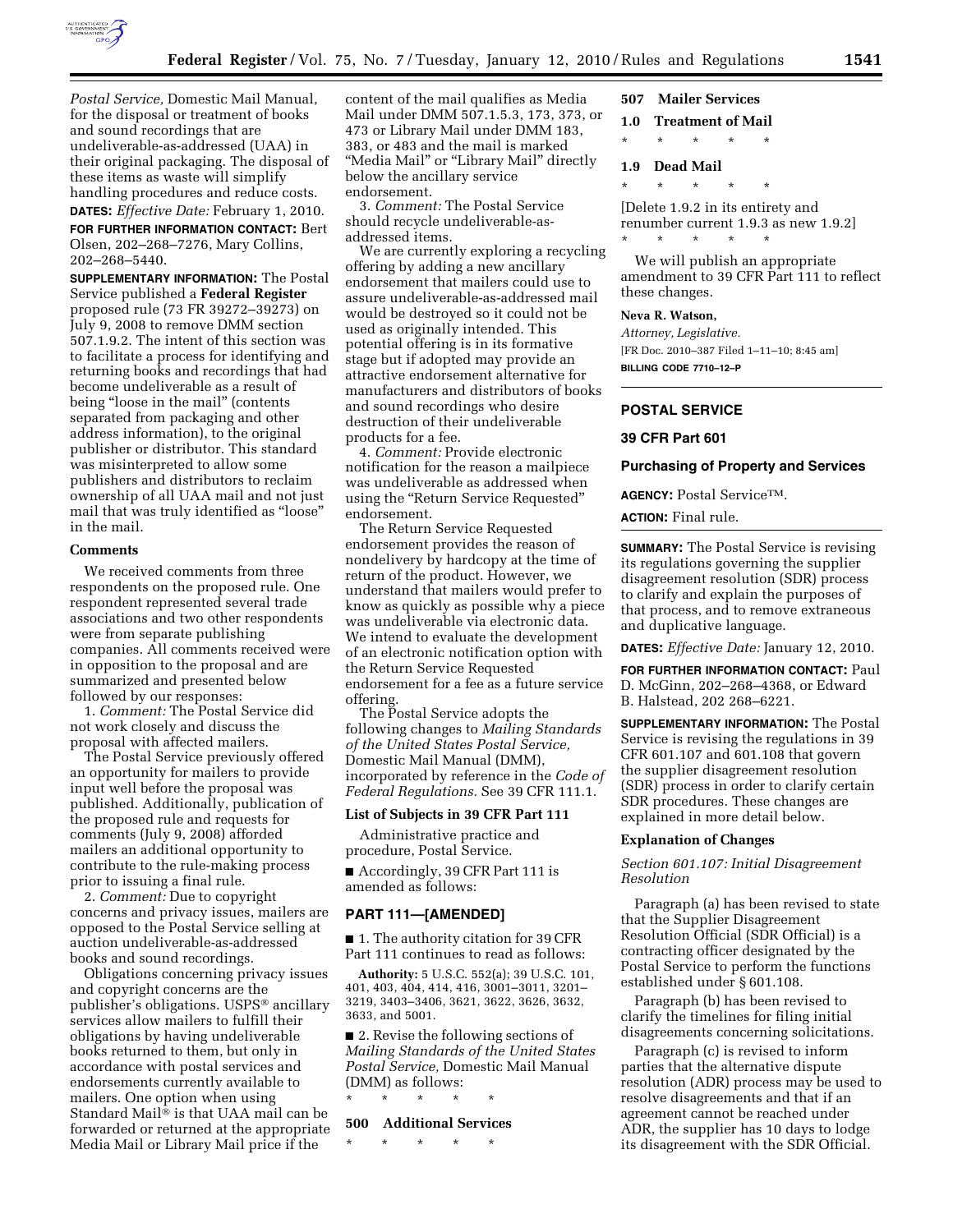*Postal Service,* Domestic Mail Manual, for the disposal or treatment of books and sound recordings that are undeliverable-as-addressed (UAA) in their original packaging. The disposal of these items as waste will simplify handling procedures and reduce costs.

**DATES:** *Effective Date:* February 1, 2010.

**FOR FURTHER INFORMATION CONTACT:** Bert Olsen, 202–268–7276, Mary Collins, 202–268–5440.

**SUPPLEMENTARY INFORMATION:** The Postal Service published a **Federal Register** proposed rule (73 FR 39272–39273) on July 9, 2008 to remove DMM section 507.1.9.2. The intent of this section was to facilitate a process for identifying and returning books and recordings that had become undeliverable as a result of being "loose in the mail" (contents separated from packaging and other address information), to the original publisher or distributor. This standard was misinterpreted to allow some publishers and distributors to reclaim ownership of all UAA mail and not just mail that was truly identified as "loose" in the mail.

## Comments

We received comments from three respondents on the proposed rule. One respondent represented several trade associations and two other respondents were from separate publishing companies. All comments received were in opposition to the proposal and are summarized and presented below followed by our responses:

1. *Comment:* The Postal Service did not work closely and discuss the proposal with affected mailers.

The Postal Service previously offered an opportunity for mailers to provide input well before the proposal was published. Additionally, publication of the proposed rule and requests for comments (July 9, 2008) afforded mailers an additional opportunity to contribute to the rule-making process prior to issuing a final rule.

2. *Comment:* Due to copyright concerns and privacy issues, mailers are opposed to the Postal Service selling at auction undeliverable-as-addressed books and sound recordings.

Obligations concerning privacy issues and copyright concerns are the publisher's obligations. USPS® ancillary services allow mailers to fulfill their obligations by having undeliverable books returned to them, but only in accordance with postal services and endorsements currently available to mailers. One option when using Standard Mail® is that UAA mail can be forwarded or returned at the appropriate Media Mail or Library Mail price if the content of the mail qualifies as Media Mail under DMM 507.1.5.3, 173, 373, or 473 or Library Mail under DMM 183, 383, or 483 and the mail is marked "Media Mail" or "Library Mail" directly below the ancillary service endorsement.

3. *Comment:* The Postal Service should recycle undeliverable-as-addressed items.

We are currently exploring a recycling offering by adding a new ancillary endorsement that mailers could use to assure undeliverable-as-addressed mail would be destroyed so it could not be used as originally intended. This potential offering is in its formative stage but if adopted may provide an attractive endorsement alternative for manufacturers and distributors of books and sound recordings who desire destruction of their undeliverable products for a fee.

4. *Comment:* Provide electronic notification for the reason a mailpiece was undeliverable as addressed when using the "Return Service Requested" endorsement.

The Return Service Requested endorsement provides the reason of nondelivery by hardcopy at the time of return of the product. However, we understand that mailers would prefer to know as quickly as possible why a piece was undeliverable via electronic data. We intend to evaluate the development of an electronic notification option with the Return Service Requested endorsement for a fee as a future service offering.

The Postal Service adopts the following changes to *Mailing Standards of the United States Postal Service,* Domestic Mail Manual (DMM), incorporated by reference in the *Code of Federal Regulations.* See 39 CFR 111.1.

## List of Subjects in 39 CFR Part 111

Administrative practice and procedure, Postal Service.

■ Accordingly, 39 CFR Part 111 is amended as follows:

## PART 111—[AMENDED]

■ 1. The authority citation for 39 CFR Part 111 continues to read as follows:

**Authority:** 5 U.S.C. 552(a); 39 U.S.C. 101, 401, 403, 404, 414, 416, 3001–3011, 3201–3219, 3403–3406, 3621, 3622, 3626, 3632, 3633, and 5001.

■ 2. Revise the following sections of *Mailing Standards of the United States Postal Service,* Domestic Mail Manual (DMM) as follows:

\* \* \* \* \*

### 500 Additional Services

\* \* \* \* \*

### 507 Mailer Services

### 1.0 Treatment of Mail

\* \* \* \* \*

### 1.9 Dead Mail

\* \* \* \* \*

[Delete 1.9.2 in its entirety and renumber current 1.9.3 as new 1.9.2]

\* \* \* \* \*

We will publish an appropriate amendment to 39 CFR Part 111 to reflect these changes.

**Neva R. Watson,**
*Attorney, Legislative.*
[FR Doc. 2010–387 Filed 1–11–10; 8:45 am]
**BILLING CODE 7710–12–P**

## POSTAL SERVICE

## 39 CFR Part 601

## Purchasing of Property and Services

**AGENCY:** Postal Service™.

**ACTION:** Final rule.

**SUMMARY:** The Postal Service is revising its regulations governing the supplier disagreement resolution (SDR) process to clarify and explain the purposes of that process, and to remove extraneous and duplicative language.

**DATES:** *Effective Date:* January 12, 2010.

**FOR FURTHER INFORMATION CONTACT:** Paul D. McGinn, 202–268–4368, or Edward B. Halstead, 202 268–6221.

**SUPPLEMENTARY INFORMATION:** The Postal Service is revising the regulations in 39 CFR 601.107 and 601.108 that govern the supplier disagreement resolution (SDR) process in order to clarify certain SDR procedures. These changes are explained in more detail below.

## Explanation of Changes

*Section 601.107: Initial Disagreement Resolution*

Paragraph (a) has been revised to state that the Supplier Disagreement Resolution Official (SDR Official) is a contracting officer designated by the Postal Service to perform the functions established under § 601.108.

Paragraph (b) has been revised to clarify the timelines for filing initial disagreements concerning solicitations.

Paragraph (c) is revised to inform parties that the alternative dispute resolution (ADR) process may be used to resolve disagreements and that if an agreement cannot be reached under ADR, the supplier has 10 days to lodge its disagreement with the SDR Official.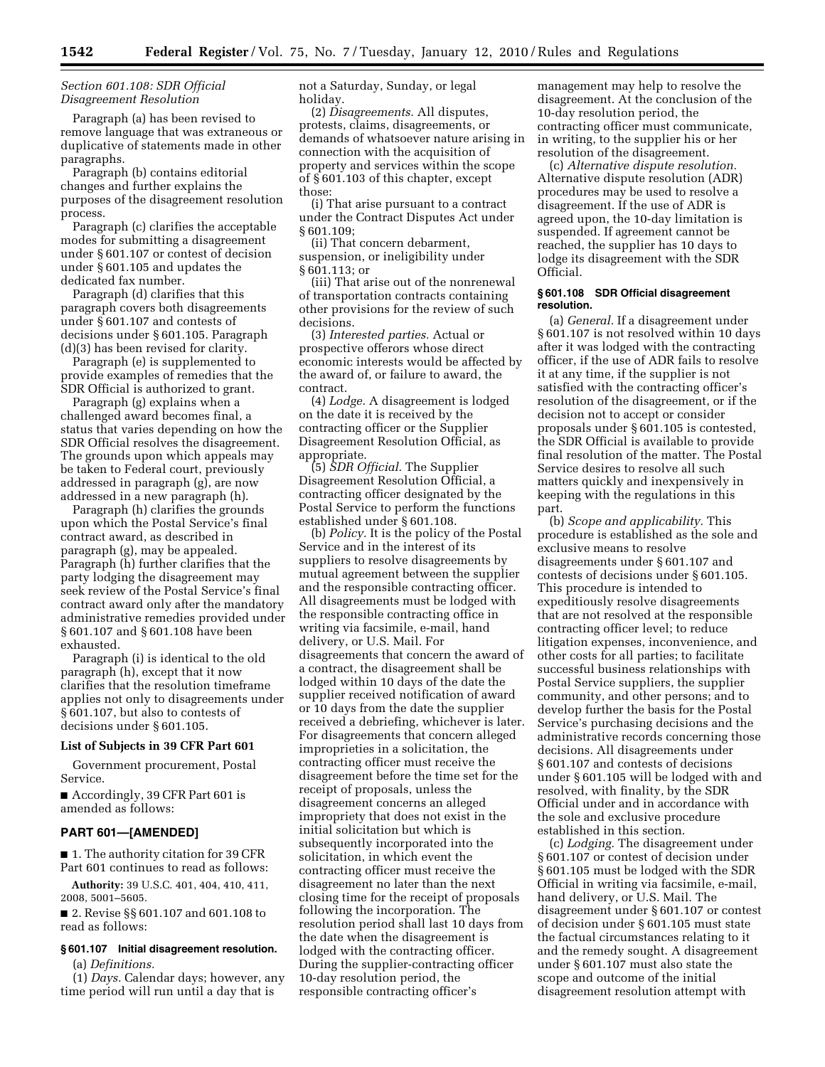*Section 601.108: SDR Official Disagreement Resolution*

Paragraph (a) has been revised to remove language that was extraneous or duplicative of statements made in other paragraphs.

Paragraph (b) contains editorial changes and further explains the purposes of the disagreement resolution process.

Paragraph (c) clarifies the acceptable modes for submitting a disagreement under § 601.107 or contest of decision under § 601.105 and updates the dedicated fax number.

Paragraph (d) clarifies that this paragraph covers both disagreements under § 601.107 and contests of decisions under § 601.105. Paragraph (d)(3) has been revised for clarity.

Paragraph (e) is supplemented to provide examples of remedies that the SDR Official is authorized to grant.

Paragraph (g) explains when a challenged award becomes final, a status that varies depending on how the SDR Official resolves the disagreement. The grounds upon which appeals may be taken to Federal court, previously addressed in paragraph (g), are now addressed in a new paragraph (h).

Paragraph (h) clarifies the grounds upon which the Postal Service's final contract award, as described in paragraph (g), may be appealed. Paragraph (h) further clarifies that the party lodging the disagreement may seek review of the Postal Service's final contract award only after the mandatory administrative remedies provided under § 601.107 and § 601.108 have been exhausted.

Paragraph (i) is identical to the old paragraph (h), except that it now clarifies that the resolution timeframe applies not only to disagreements under § 601.107, but also to contests of decisions under § 601.105.

**List of Subjects in 39 CFR Part 601**

Government procurement, Postal Service.

■ Accordingly, 39 CFR Part 601 is amended as follows:

## PART 601—[AMENDED]

■ 1. The authority citation for 39 CFR Part 601 continues to read as follows:

**Authority:** 39 U.S.C. 401, 404, 410, 411, 2008, 5001–5605.

■ 2. Revise §§ 601.107 and 601.108 to read as follows:

### § 601.107 Initial disagreement resolution.

(a) *Definitions.*

(1) *Days.* Calendar days; however, any time period will run until a day that is not a Saturday, Sunday, or legal holiday.

(2) *Disagreements.* All disputes, protests, claims, disagreements, or demands of whatsoever nature arising in connection with the acquisition of property and services within the scope of § 601.103 of this chapter, except those:

(i) That arise pursuant to a contract under the Contract Disputes Act under § 601.109;

(ii) That concern debarment, suspension, or ineligibility under § 601.113; or

(iii) That arise out of the nonrenewal of transportation contracts containing other provisions for the review of such decisions.

(3) *Interested parties.* Actual or prospective offerors whose direct economic interests would be affected by the award of, or failure to award, the contract.

(4) *Lodge.* A disagreement is lodged on the date it is received by the contracting officer or the Supplier Disagreement Resolution Official, as appropriate.

(5) *SDR Official.* The Supplier Disagreement Resolution Official, a contracting officer designated by the Postal Service to perform the functions established under § 601.108.

(b) *Policy.* It is the policy of the Postal Service and in the interest of its suppliers to resolve disagreements by mutual agreement between the supplier and the responsible contracting officer. All disagreements must be lodged with the responsible contracting office in writing via facsimile, e-mail, hand delivery, or U.S. Mail. For disagreements that concern the award of a contract, the disagreement shall be lodged within 10 days of the date the supplier received notification of award or 10 days from the date the supplier received a debriefing, whichever is later. For disagreements that concern alleged improprieties in a solicitation, the contracting officer must receive the disagreement before the time set for the receipt of proposals, unless the disagreement concerns an alleged impropriety that does not exist in the initial solicitation but which is subsequently incorporated into the solicitation, in which event the contracting officer must receive the disagreement no later than the next closing time for the receipt of proposals following the incorporation. The resolution period shall last 10 days from the date when the disagreement is lodged with the contracting officer. During the supplier-contracting officer 10-day resolution period, the responsible contracting officer's management may help to resolve the disagreement. At the conclusion of the 10-day resolution period, the contracting officer must communicate, in writing, to the supplier his or her resolution of the disagreement.

(c) *Alternative dispute resolution.* Alternative dispute resolution (ADR) procedures may be used to resolve a disagreement. If the use of ADR is agreed upon, the 10-day limitation is suspended. If agreement cannot be reached, the supplier has 10 days to lodge its disagreement with the SDR Official.

### § 601.108 SDR Official disagreement resolution.

(a) *General.* If a disagreement under § 601.107 is not resolved within 10 days after it was lodged with the contracting officer, if the use of ADR fails to resolve it at any time, if the supplier is not satisfied with the contracting officer's resolution of the disagreement, or if the decision not to accept or consider proposals under § 601.105 is contested, the SDR Official is available to provide final resolution of the matter. The Postal Service desires to resolve all such matters quickly and inexpensively in keeping with the regulations in this part.

(b) *Scope and applicability.* This procedure is established as the sole and exclusive means to resolve disagreements under § 601.107 and contests of decisions under § 601.105. This procedure is intended to expeditiously resolve disagreements that are not resolved at the responsible contracting officer level; to reduce litigation expenses, inconvenience, and other costs for all parties; to facilitate successful business relationships with Postal Service suppliers, the supplier community, and other persons; and to develop further the basis for the Postal Service's purchasing decisions and the administrative records concerning those decisions. All disagreements under § 601.107 and contests of decisions under § 601.105 will be lodged with and resolved, with finality, by the SDR Official under and in accordance with the sole and exclusive procedure established in this section.

(c) *Lodging.* The disagreement under § 601.107 or contest of decision under § 601.105 must be lodged with the SDR Official in writing via facsimile, e-mail, hand delivery, or U.S. Mail. The disagreement under § 601.107 or contest of decision under § 601.105 must state the factual circumstances relating to it and the remedy sought. A disagreement under § 601.107 must also state the scope and outcome of the initial disagreement resolution attempt with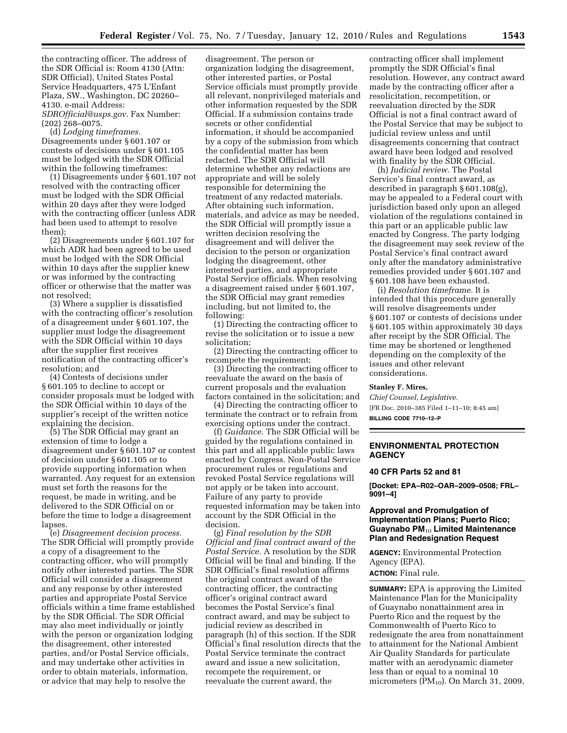the contracting officer. The address of the SDR Official is: Room 4130 (Attn: SDR Official), United States Postal Service Headquarters, 475 L'Enfant Plaza, SW., Washington, DC 20260–4130. e-mail Address: *SDROfficial@usps.gov*. Fax Number: (202) 268–0075.

(d) *Lodging timeframes.* Disagreements under § 601.107 or contests of decisions under § 601.105 must be lodged with the SDR Official within the following timeframes:

(1) Disagreements under § 601.107 not resolved with the contracting officer must be lodged with the SDR Official within 20 days after they were lodged with the contracting officer (unless ADR had been used to attempt to resolve them);

(2) Disagreements under § 601.107 for which ADR had been agreed to be used must be lodged with the SDR Official within 10 days after the supplier knew or was informed by the contracting officer or otherwise that the matter was not resolved;

(3) Where a supplier is dissatisfied with the contracting officer's resolution of a disagreement under § 601.107, the supplier must lodge the disagreement with the SDR Official within 10 days after the supplier first receives notification of the contracting officer's resolution; and

(4) Contests of decisions under § 601.105 to decline to accept or consider proposals must be lodged with the SDR Official within 10 days of the supplier's receipt of the written notice explaining the decision.

(5) The SDR Official may grant an extension of time to lodge a disagreement under § 601.107 or contest of decision under § 601.105 or to provide supporting information when warranted. Any request for an extension must set forth the reasons for the request, be made in writing, and be delivered to the SDR Official on or before the time to lodge a disagreement lapses.

(e) *Disagreement decision process.* The SDR Official will promptly provide a copy of a disagreement to the contracting officer, who will promptly notify other interested parties. The SDR Official will consider a disagreement and any response by other interested parties and appropriate Postal Service officials within a time frame established by the SDR Official. The SDR Official may also meet individually or jointly with the person or organization lodging the disagreement, other interested parties, and/or Postal Service officials, and may undertake other activities in order to obtain materials, information, or advice that may help to resolve the disagreement. The person or organization lodging the disagreement, other interested parties, or Postal Service officials must promptly provide all relevant, nonprivileged materials and other information requested by the SDR Official. If a submission contains trade secrets or other confidential information, it should be accompanied by a copy of the submission from which the confidential matter has been redacted. The SDR Official will determine whether any redactions are appropriate and will be solely responsible for determining the treatment of any redacted materials. After obtaining such information, materials, and advice as may be needed, the SDR Official will promptly issue a written decision resolving the disagreement and will deliver the decision to the person or organization lodging the disagreement, other interested parties, and appropriate Postal Service officials. When resolving a disagreement raised under § 601.107, the SDR Official may grant remedies including, but not limited to, the following:

(1) Directing the contracting officer to revise the solicitation or to issue a new solicitation;

(2) Directing the contracting officer to recompete the requirement;

(3) Directing the contracting officer to reevaluate the award on the basis of current proposals and the evaluation factors contained in the solicitation; and

(4) Directing the contracting officer to terminate the contract or to refrain from exercising options under the contract.

(f) *Guidance.* The SDR Official will be guided by the regulations contained in this part and all applicable public laws enacted by Congress. Non-Postal Service procurement rules or regulations and revoked Postal Service regulations will not apply or be taken into account. Failure of any party to provide requested information may be taken into account by the SDR Official in the decision.

(g) *Final resolution by the SDR Official and final contract award of the Postal Service.* A resolution by the SDR Official will be final and binding. If the SDR Official's final resolution affirms the original contract award of the contracting officer, the contracting officer's original contract award becomes the Postal Service's final contract award, and may be subject to judicial review as described in paragraph (h) of this section. If the SDR Official's final resolution directs that the Postal Service terminate the contract award and issue a new solicitation, recompete the requirement, or reevaluate the current award, the contracting officer shall implement promptly the SDR Official's final resolution. However, any contract award made by the contracting officer after a resolicitation, recompetition, or reevaluation directed by the SDR Official is not a final contract award of the Postal Service that may be subject to judicial review unless and until disagreements concerning that contract award have been lodged and resolved with finality by the SDR Official.

(h) *Judicial review.* The Postal Service's final contract award, as described in paragraph § 601.108(g), may be appealed to a Federal court with jurisdiction based only upon an alleged violation of the regulations contained in this part or an applicable public law enacted by Congress. The party lodging the disagreement may seek review of the Postal Service's final contract award only after the mandatory administrative remedies provided under § 601.107 and § 601.108 have been exhausted.

(i) *Resolution timeframe.* It is intended that this procedure generally will resolve disagreements under § 601.107 or contests of decisions under § 601.105 within approximately 30 days after receipt by the SDR Official. The time may be shortened or lengthened depending on the complexity of the issues and other relevant considerations.

**Stanley F. Mires,**

*Chief Counsel, Legislative.*

[FR Doc. 2010–385 Filed 1–11–10; 8:45 am]

**BILLING CODE 7710–12–P**

---

## ENVIRONMENTAL PROTECTION AGENCY

### 40 CFR Parts 52 and 81

**[Docket: EPA–R02–OAR–2009–0508; FRL–9091–4]**

### Approval and Promulgation of Implementation Plans; Puerto Rico; Guaynabo $PM_{10}$ Limited Maintenance Plan and Redesignation Request

**AGENCY:** Environmental Protection Agency (EPA).

**ACTION:** Final rule.

**SUMMARY:** EPA is approving the Limited Maintenance Plan for the Municipality of Guaynabo nonattainment area in Puerto Rico and the request by the Commonwealth of Puerto Rico to redesignate the area from nonattainment to attainment for the National Ambient Air Quality Standards for particulate matter with an aerodynamic diameter less than or equal to a nominal 10 micrometers ($PM_{10}$). On March 31, 2009,